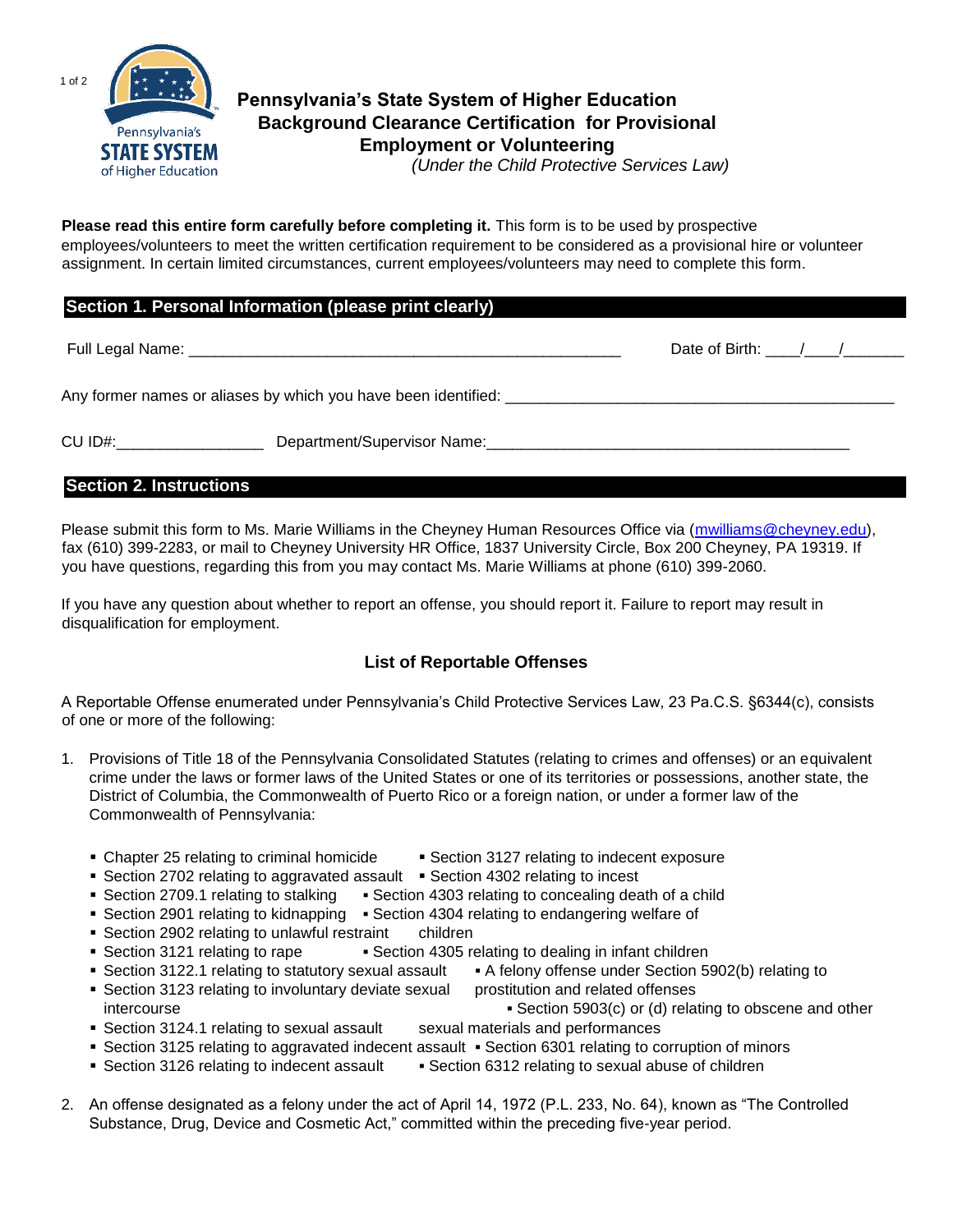# Pennsylvania's State System of Higher Education
## Background Clearance Certification for Provisional Employment or Volunteering
*(Under the Child Protective Services Law)*

**Please read this entire form carefully before completing it.** This form is to be used by prospective employees/volunteers to meet the written certification requirement to be considered as a provisional hire or volunteer assignment. In certain limited circumstances, current employees/volunteers may need to complete this form.

### Section 1. Personal Information (please print clearly)

Full Legal Name: ____________________________________________________ Date of Birth: ____/____/_______

Any former names or aliases by which you have been identified: _______________________________________________

CU ID#:_________________ Department/Supervisor Name:____________________________________________

### Section 2. Instructions

Please submit this form to Ms. Marie Williams in the Cheyney Human Resources Office via (mwilliams@cheyney.edu), fax (610) 399-2283, or mail to Cheyney University HR Office, 1837 University Circle, Box 200 Cheyney, PA 19319. If you have questions, regarding this from you may contact Ms. Marie Williams at phone (610) 399-2060.

If you have any question about whether to report an offense, you should report it. Failure to report may result in disqualification for employment.

### List of Reportable Offenses

A Reportable Offense enumerated under Pennsylvania's Child Protective Services Law, 23 Pa.C.S. §6344(c), consists of one or more of the following:

1. Provisions of Title 18 of the Pennsylvania Consolidated Statutes (relating to crimes and offenses) or an equivalent crime under the laws or former laws of the United States or one of its territories or possessions, another state, the District of Columbia, the Commonwealth of Puerto Rico or a foreign nation, or under a former law of the Commonwealth of Pennsylvania:
   - Chapter 25 relating to criminal homicide
   - Section 2702 relating to aggravated assault
   - Section 2709.1 relating to stalking
   - Section 2901 relating to kidnapping
   - Section 2902 relating to unlawful restraint
   - Section 3121 relating to rape
   - Section 3122.1 relating to statutory sexual assault
   - Section 3123 relating to involuntary deviate sexual intercourse
   - Section 3124.1 relating to sexual assault
   - Section 3125 relating to aggravated indecent assault
   - Section 3126 relating to indecent assault
   - Section 3127 relating to indecent exposure
   - Section 4302 relating to incest
   - Section 4303 relating to concealing death of a child
   - Section 4304 relating to endangering welfare of children
   - Section 4305 relating to dealing in infant children
   - A felony offense under Section 5902(b) relating to prostitution and related offenses
   - Section 5903(c) or (d) relating to obscene and other sexual materials and performances
   - Section 6301 relating to corruption of minors
   - Section 6312 relating to sexual abuse of children

2. An offense designated as a felony under the act of April 14, 1972 (P.L. 233, No. 64), known as "The Controlled Substance, Drug, Device and Cosmetic Act," committed within the preceding five-year period.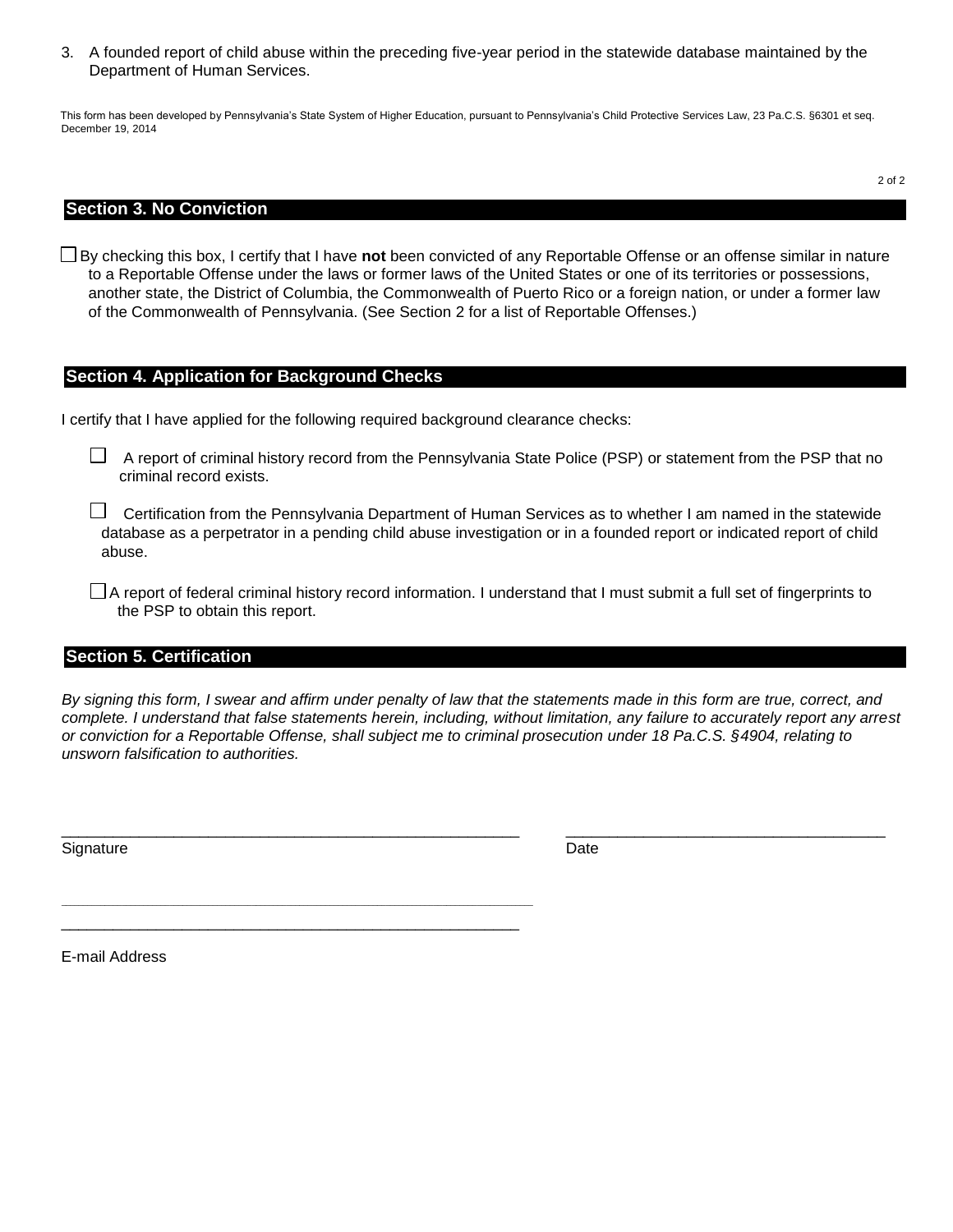3. A founded report of child abuse within the preceding five-year period in the statewide database maintained by the Department of Human Services.

This form has been developed by Pennsylvania's State System of Higher Education, pursuant to Pennsylvania's Child Protective Services Law, 23 Pa.C.S. §6301 et seq. December 19, 2014

## Section 3. No Conviction

☐ By checking this box, I certify that I have **not** been convicted of any Reportable Offense or an offense similar in nature to a Reportable Offense under the laws or former laws of the United States or one of its territories or possessions, another state, the District of Columbia, the Commonwealth of Puerto Rico or a foreign nation, or under a former law of the Commonwealth of Pennsylvania. (See Section 2 for a list of Reportable Offenses.)

## Section 4. Application for Background Checks

I certify that I have applied for the following required background clearance checks:

☐ A report of criminal history record from the Pennsylvania State Police (PSP) or statement from the PSP that no criminal record exists.

☐ Certification from the Pennsylvania Department of Human Services as to whether I am named in the statewide database as a perpetrator in a pending child abuse investigation or in a founded report or indicated report of child abuse.

☐ A report of federal criminal history record information. I understand that I must submit a full set of fingerprints to the PSP to obtain this report.

## Section 5. Certification

*By signing this form, I swear and affirm under penalty of law that the statements made in this form are true, correct, and complete. I understand that false statements herein, including, without limitation, any failure to accurately report any arrest or conviction for a Reportable Offense, shall subject me to criminal prosecution under 18 Pa.C.S. §4904, relating to unsworn falsification to authorities.*

\_\_\_\_\_\_\_\_\_\_\_\_\_\_\_\_\_\_\_\_\_\_\_\_\_\_\_\_\_\_\_\_\_\_\_\_\_\_\_\_\_\_\_\_\_\_\_\_ \_\_\_\_\_\_\_\_\_\_\_\_\_\_\_\_\_\_\_\_\_\_\_\_\_\_\_\_\_\_\_\_\_\_

Signature Date

\_\_\_\_\_\_\_\_\_\_\_\_\_\_\_\_\_\_\_\_\_\_\_\_\_\_\_\_\_\_\_\_\_\_\_\_\_\_\_\_\_\_\_\_\_\_\_\_

E-mail Address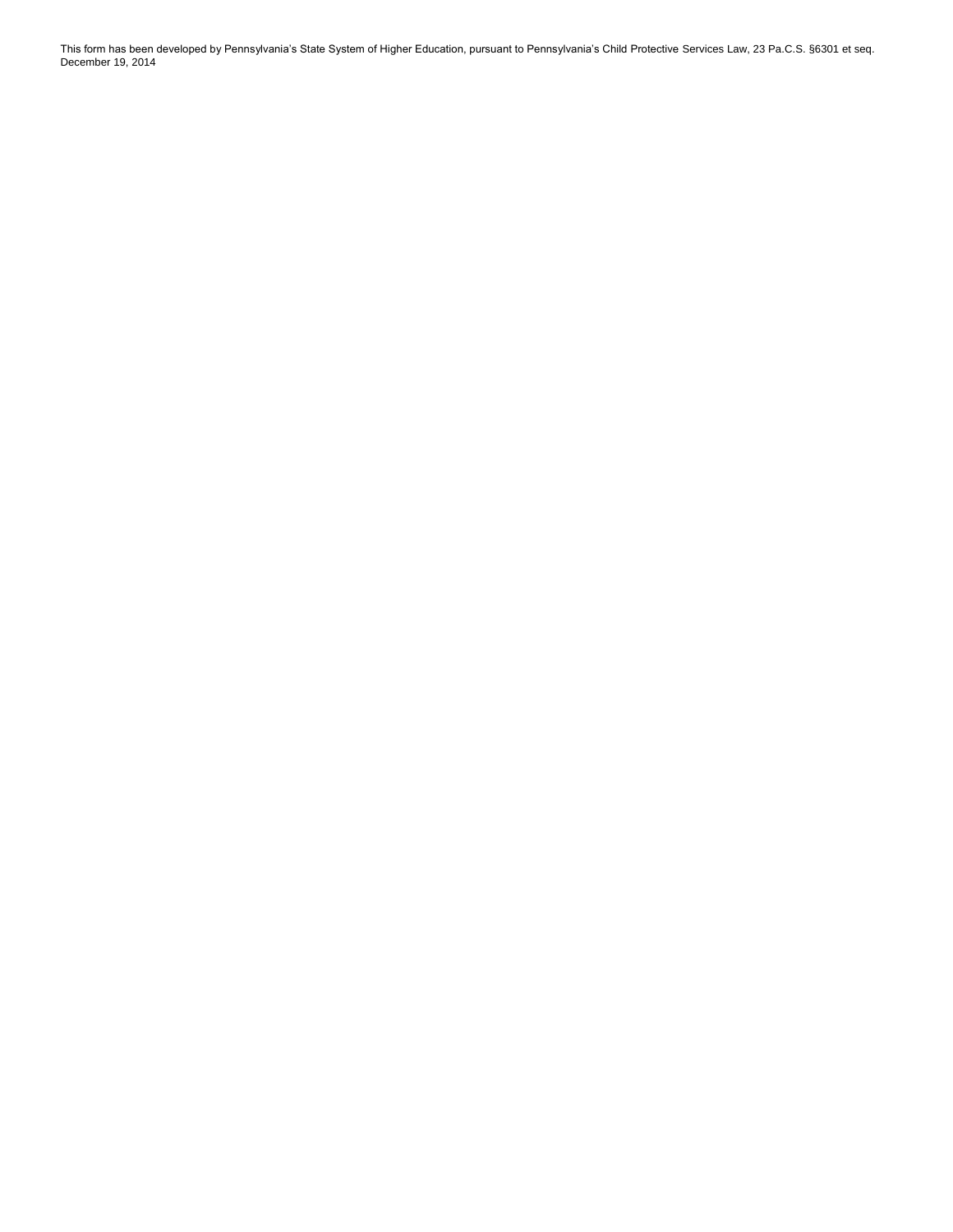This form has been developed by Pennsylvania's State System of Higher Education, pursuant to Pennsylvania's Child Protective Services Law, 23 Pa.C.S. §6301 et seq.
December 19, 2014